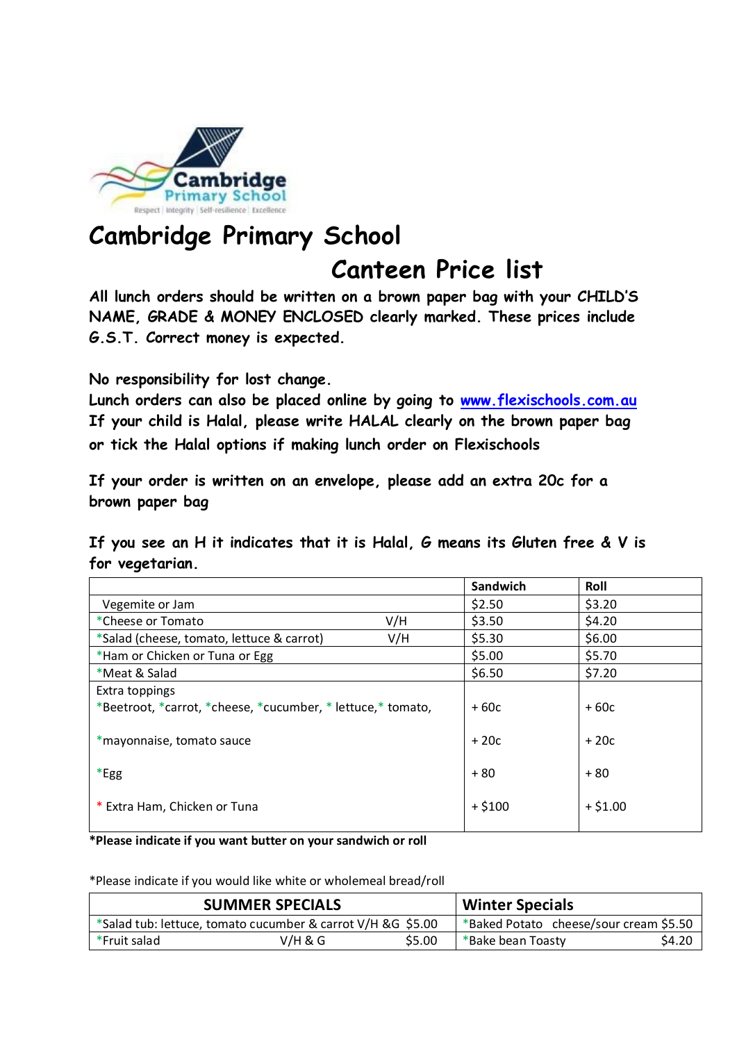# Cambridge Primary School

## Canteen Price list

**All lunch orders should be written on a brown paper bag with your CHILD'S NAME, GRADE & MONEY ENCLOSED clearly marked. These prices include G.S.T. Correct money is expected.**

**No responsibility for lost change.**

**Lunch orders can also be placed online by going to www.flexischools.com.au**

**If your child is Halal, please write HALAL clearly on the brown paper bag or tick the Halal options if making lunch order on Flexischools**

**If your order is written on an envelope, please add an extra 20c for a brown paper bag**

**If you see an H it indicates that it is Halal, G means its Gluten free & V is for vegetarian.**

| | Sandwich | Roll |
|---|---|---|
| Vegemite or Jam | $2.50 | $3.20 |
| *Cheese or Tomato V/H | $3.50 | $4.20 |
| *Salad (cheese, tomato, lettuce & carrot) V/H | $5.30 | $6.00 |
| *Ham or Chicken or Tuna or Egg | $5.00 | $5.70 |
| *Meat & Salad | $6.50 | $7.20 |
| Extra toppings | | |
| *Beetroot, *carrot, *cheese, *cucumber, * lettuce,* tomato, | + 60c | + 60c |
| *mayonnaise, tomato sauce | + 20c | + 20c |
| *Egg | + 80 | + 80 |
| * Extra Ham, Chicken or Tuna | + $100 | + $1.00 |

***Please indicate if you want butter on your sandwich or roll**

*Please indicate if you would like white or wholemeal bread/roll

| SUMMER SPECIALS | Winter Specials |
|---|---|
| *Salad tub: lettuce, tomato cucumber & carrot V/H &G $5.00 | *Baked Potato cheese/sour cream $5.50 |
| *Fruit salad V/H & G $5.00 | *Bake bean Toasty $4.20 |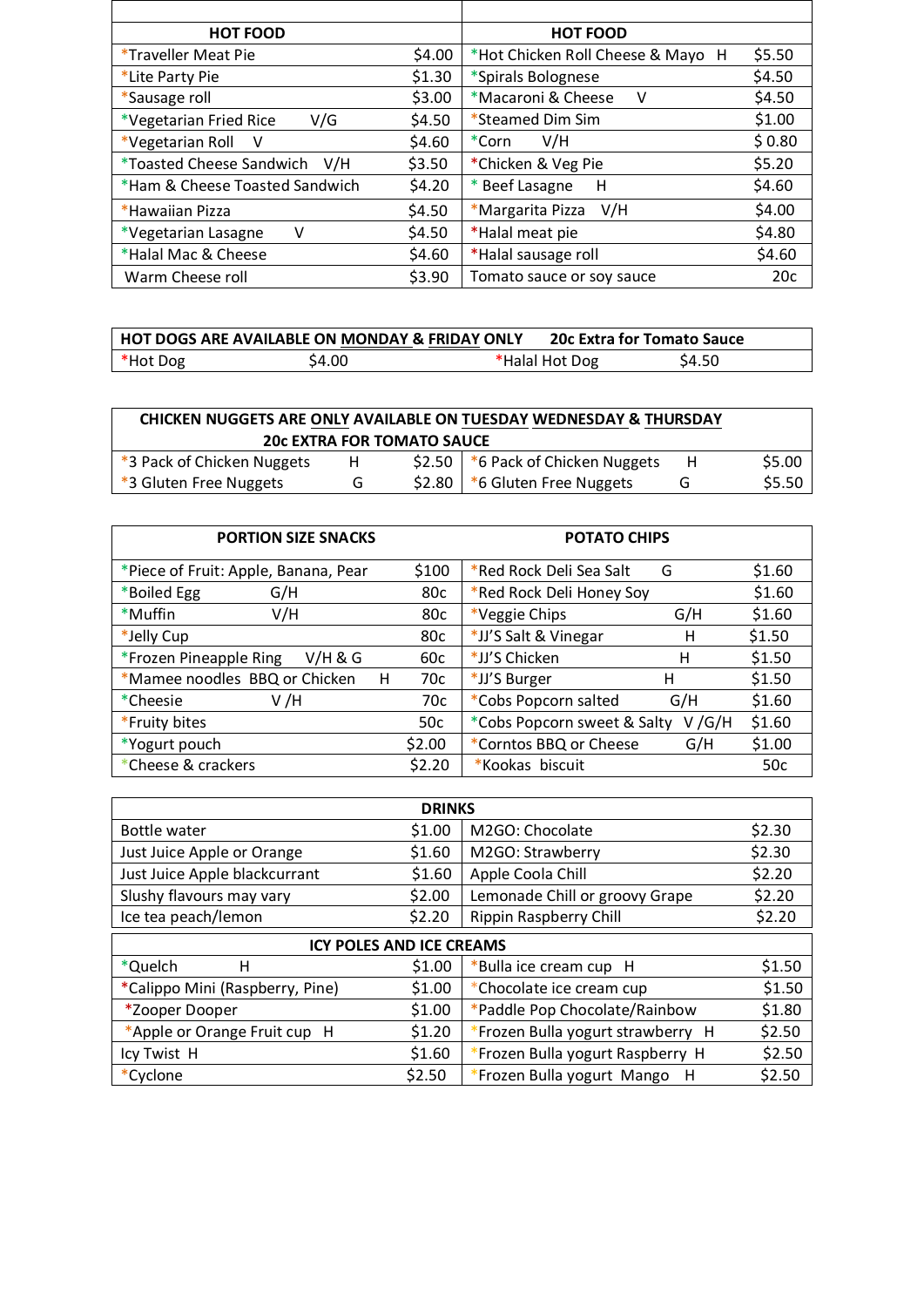| HOT FOOD | | HOT FOOD | |
|---|---|---|---|
| *Traveller Meat Pie | $4.00 | *Hot Chicken Roll Cheese & Mayo H | $5.50 |
| *Lite Party Pie | $1.30 | *Spirals Bolognese | $4.50 |
| *Sausage roll | $3.00 | *Macaroni & Cheese V | $4.50 |
| *Vegetarian Fried Rice V/G | $4.50 | *Steamed Dim Sim | $1.00 |
| *Vegetarian Roll V | $4.60 | *Corn V/H | $ 0.80 |
| *Toasted Cheese Sandwich V/H | $3.50 | *Chicken & Veg Pie | $5.20 |
| *Ham & Cheese Toasted Sandwich | $4.20 | * Beef Lasagne H | $4.60 |
| *Hawaiian Pizza | $4.50 | *Margarita Pizza V/H | $4.00 |
| *Vegetarian Lasagne V | $4.50 | *Halal meat pie | $4.80 |
| *Halal Mac & Cheese | $4.60 | *Halal sausage roll | $4.60 |
| Warm Cheese roll | $3.90 | Tomato sauce or soy sauce | 20c |

| HOT DOGS ARE AVAILABLE ON <u>MONDAY</u> & <u>FRIDAY</u> ONLY | | 20c Extra for Tomato Sauce | |
|---|---|---|---|
| *Hot Dog | $4.00 | *Halal Hot Dog | $4.50 |

| CHICKEN NUGGETS ARE <u>ONLY</u> AVAILABLE ON <u>TUESDAY</u> <u>WEDNESDAY</u> & <u>THURSDAY</u> 20c EXTRA FOR TOMATO SAUCE | | | |
|---|---|---|---|
| *3 Pack of Chicken Nuggets H | $2.50 | *6 Pack of Chicken Nuggets H | $5.00 |
| *3 Gluten Free Nuggets G | $2.80 | *6 Gluten Free Nuggets G | $5.50 |

| PORTION SIZE SNACKS | | POTATO CHIPS | |
|---|---|---|---|
| *Piece of Fruit: Apple, Banana, Pear | $100 | *Red Rock Deli Sea Salt G | $1.60 |
| *Boiled Egg G/H | 80c | *Red Rock Deli Honey Soy | $1.60 |
| *Muffin V/H | 80c | *Veggie Chips G/H | $1.60 |
| *Jelly Cup | 80c | *JJ'S Salt & Vinegar H | $1.50 |
| *Frozen Pineapple Ring V/H & G | 60c | *JJ'S Chicken H | $1.50 |
| *Mamee noodles BBQ or Chicken H | 70c | *JJ'S Burger H | $1.50 |
| *Cheesie V /H | 70c | *Cobs Popcorn salted G/H | $1.60 |
| *Fruity bites | 50c | *Cobs Popcorn sweet & Salty V /G/H | $1.60 |
| *Yogurt pouch | $2.00 | *Corntos BBQ or Cheese G/H | $1.00 |
| *Cheese & crackers | $2.20 | *Kookas biscuit | 50c |

| DRINKS | | | |
|---|---|---|---|
| Bottle water | $1.00 | M2GO: Chocolate | $2.30 |
| Just Juice Apple or Orange | $1.60 | M2GO: Strawberry | $2.30 |
| Just Juice Apple blackcurrant | $1.60 | Apple Coola Chill | $2.20 |
| Slushy flavours may vary | $2.00 | Lemonade Chill or groovy Grape | $2.20 |
| Ice tea peach/lemon | $2.20 | Rippin Raspberry Chill | $2.20 |

| ICY POLES AND ICE CREAMS | | | |
|---|---|---|---|
| *Quelch H | $1.00 | *Bulla ice cream cup H | $1.50 |
| *Calippo Mini (Raspberry, Pine) | $1.00 | *Chocolate ice cream cup | $1.50 |
| *Zooper Dooper | $1.00 | *Paddle Pop Chocolate/Rainbow | $1.80 |
| *Apple or Orange Fruit cup H | $1.20 | *Frozen Bulla yogurt strawberry H | $2.50 |
| Icy Twist H | $1.60 | *Frozen Bulla yogurt Raspberry H | $2.50 |
| *Cyclone | $2.50 | *Frozen Bulla yogurt Mango H | $2.50 |